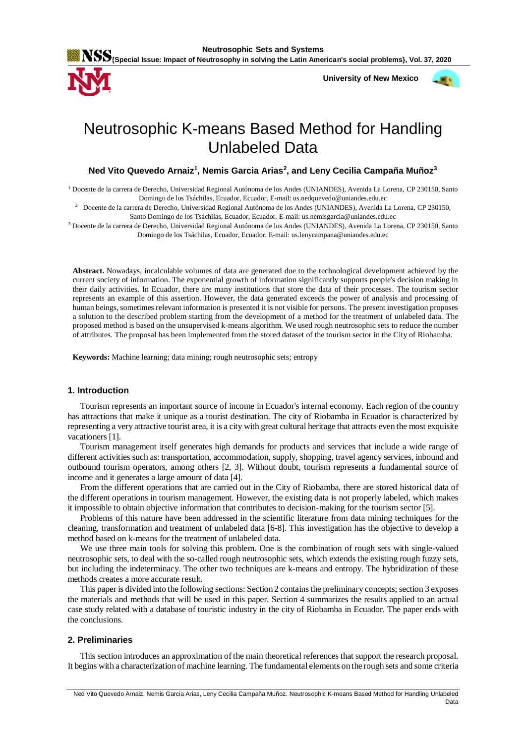# Neutrosophic K-means Based Method for Handling Unlabeled Data

**Ned Vito Quevedo Arnaiz[1], Nemis Garcia Arias[2], and Leny Cecilia Campaña Muñoz[3]**

[1] Docente de la carrera de Derecho, Universidad Regional Autónoma de los Andes (UNIANDES), Avenida La Lorena, CP 230150, Santo Domingo de los Tsáchilas, Ecuador, Ecuador. E-mail: us.nedquevedo@uniandes.edu.ec

[2] Docente de la carrera de Derecho, Universidad Regional Autónoma de los Andes (UNIANDES), Avenida La Lorena, CP 230150, Santo Domingo de los Tsáchilas, Ecuador, Ecuador. E-mail: us.nemisgarcia@uniandes.edu.ec

[3] Docente de la carrera de Derecho, Universidad Regional Autónoma de los Andes (UNIANDES), Avenida La Lorena, CP 230150, Santo Domingo de los Tsáchilas, Ecuador, Ecuador. E-mail: us.lenycampana@uniandes.edu.ec

**Abstract.** Nowadays, incalculable volumes of data are generated due to the technological development achieved by the current society of information. The exponential growth of information significantly supports people's decision making in their daily activities. In Ecuador, there are many institutions that store the data of their processes. The tourism sector represents an example of this assertion. However, the data generated exceeds the power of analysis and processing of human beings, sometimes relevant information is presented it is not visible for persons. The present investigation proposes a solution to the described problem starting from the development of a method for the treatment of unlabeled data. The proposed method is based on the unsupervised k-means algorithm. We used rough neutrosophic sets to reduce the number of attributes. The proposal has been implemented from the stored dataset of the tourism sector in the City of Riobamba.

**Keywords:** Machine learning; data mining; rough neutrosophic sets; entropy

## 1. Introduction

Tourism represents an important source of income in Ecuador's internal economy. Each region of the country has attractions that make it unique as a tourist destination. The city of Riobamba in Ecuador is characterized by representing a very attractive tourist area, it is a city with great cultural heritage that attracts even the most exquisite vacationers [1].

Tourism management itself generates high demands for products and services that include a wide range of different activities such as: transportation, accommodation, supply, shopping, travel agency services, inbound and outbound tourism operators, among others [2, 3]. Without doubt, tourism represents a fundamental source of income and it generates a large amount of data [4].

From the different operations that are carried out in the City of Riobamba, there are stored historical data of the different operations in tourism management. However, the existing data is not properly labeled, which makes it impossible to obtain objective information that contributes to decision-making for the tourism sector [5].

Problems of this nature have been addressed in the scientific literature from data mining techniques for the cleaning, transformation and treatment of unlabeled data [6-8]. This investigation has the objective to develop a method based on k-means for the treatment of unlabeled data.

We use three main tools for solving this problem. One is the combination of rough sets with single-valued neutrosophic sets, to deal with the so-called rough neutrosophic sets, which extends the existing rough fuzzy sets, but including the indeterminacy. The other two techniques are k-means and entropy. The hybridization of these methods creates a more accurate result.

This paper is divided into the following sections: Section 2 contains the preliminary concepts; section 3 exposes the materials and methods that will be used in this paper. Section 4 summarizes the results applied to an actual case study related with a database of touristic industry in the city of Riobamba in Ecuador. The paper ends with the conclusions.

## 2. Preliminaries

This section introduces an approximation of the main theoretical references that support the research proposal. It begins with a characterization of machine learning. The fundamental elements on the rough sets and some criteria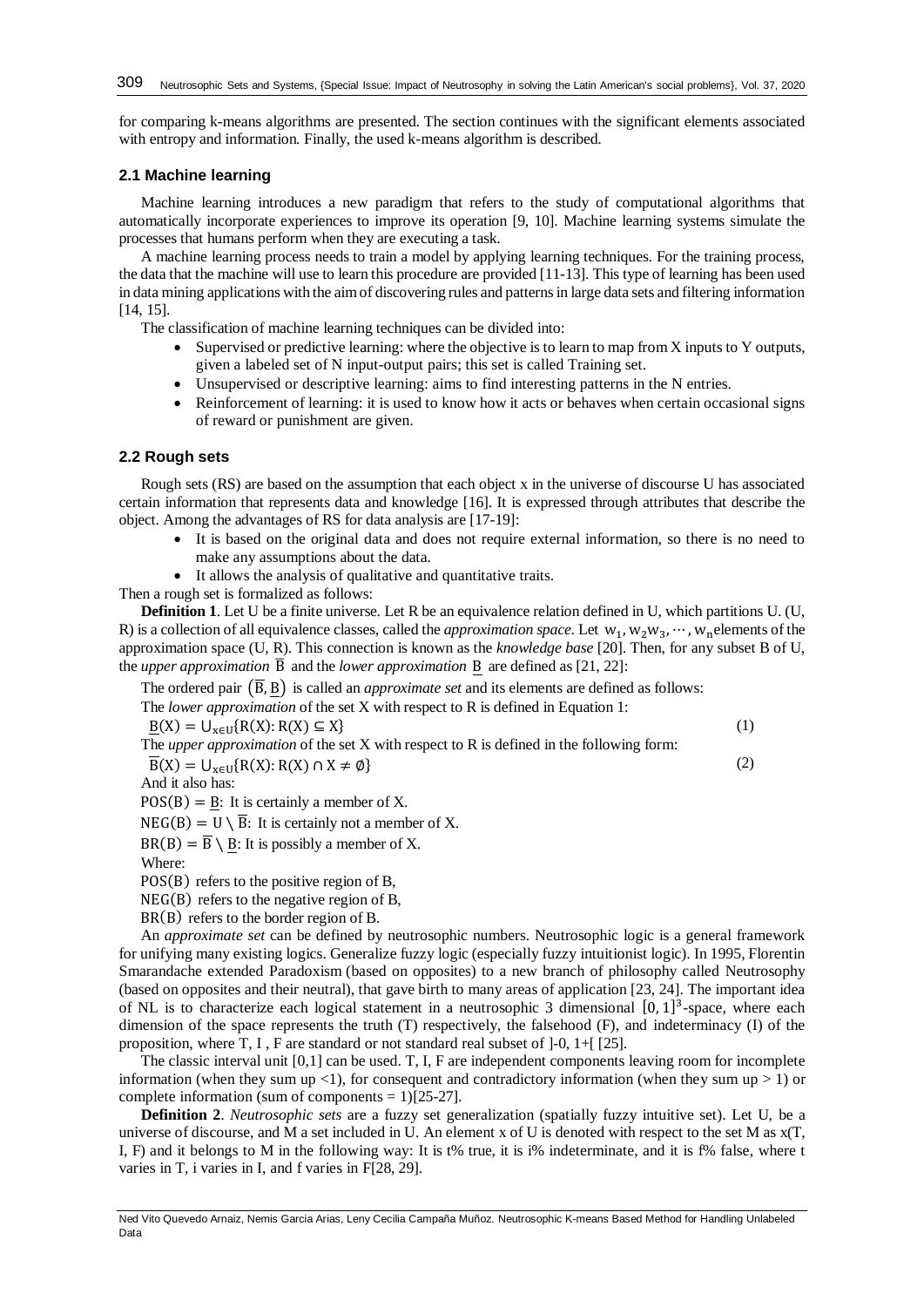for comparing k-means algorithms are presented. The section continues with the significant elements associated with entropy and information. Finally, the used k-means algorithm is described.

### 2.1 Machine learning

Machine learning introduces a new paradigm that refers to the study of computational algorithms that automatically incorporate experiences to improve its operation [9, 10]. Machine learning systems simulate the processes that humans perform when they are executing a task.

A machine learning process needs to train a model by applying learning techniques. For the training process, the data that the machine will use to learn this procedure are provided [11-13]. This type of learning has been used in data mining applications with the aim of discovering rules and patterns in large data sets and filtering information [14, 15].

The classification of machine learning techniques can be divided into:

- Supervised or predictive learning: where the objective is to learn to map from X inputs to Y outputs, given a labeled set of N input-output pairs; this set is called Training set.
- Unsupervised or descriptive learning: aims to find interesting patterns in the N entries.
- Reinforcement of learning: it is used to know how it acts or behaves when certain occasional signs of reward or punishment are given.

### 2.2 Rough sets

Rough sets (RS) are based on the assumption that each object x in the universe of discourse U has associated certain information that represents data and knowledge [16]. It is expressed through attributes that describe the object. Among the advantages of RS for data analysis are [17-19]:

- It is based on the original data and does not require external information, so there is no need to make any assumptions about the data.
- It allows the analysis of qualitative and quantitative traits.

Then a rough set is formalized as follows:

**Definition 1**. Let U be a finite universe. Let R be an equivalence relation defined in U, which partitions U. (U, R) is a collection of all equivalence classes, called the *approximation space*. Let $w_1, w_2 w_3, \cdots, w_n$ elements of the approximation space (U, R). This connection is known as the *knowledge base* [20]. Then, for any subset B of U, the *upper approximation* $\overline{B}$ and the *lower approximation* $\underline{B}$ are defined as [21, 22]:

The ordered pair $(\overline{B}, \underline{B})$ is called an *approximate set* and its elements are defined as follows:

The *lower approximation* of the set X with respect to R is defined in Equation 1:

$$\underline{B}(X) = \cup_{x \in U}\{R(X): R(X) \subseteq X\} \tag{1}$$

The *upper approximation* of the set X with respect to R is defined in the following form:

$$\overline{B}(X) = \cup_{x \in U}\{R(X): R(X) \cap X \neq \emptyset\} \tag{2}$$

And it also has:

$POS(B) = \underline{B}$: It is certainly a member of X.

$NEG(B) = U \setminus \overline{B}$: It is certainly not a member of X.

$BR(B) = \overline{B} \setminus \underline{B}$: It is possibly a member of X.

Where:

$POS(B)$ refers to the positive region of B,

$NEG(B)$ refers to the negative region of B,

$BR(B)$ refers to the border region of B.

An *approximate set* can be defined by neutrosophic numbers. Neutrosophic logic is a general framework for unifying many existing logics. Generalize fuzzy logic (especially fuzzy intuitionist logic). In 1995, Florentin Smarandache extended Paradoxism (based on opposites) to a new branch of philosophy called Neutrosophy (based on opposites and their neutral), that gave birth to many areas of application [23, 24]. The important idea of NL is to characterize each logical statement in a neutrosophic 3 dimensional $[0, 1]^3$-space, where each dimension of the space represents the truth (T) respectively, the falsehood (F), and indeterminacy (I) of the proposition, where T, I , F are standard or not standard real subset of ]-0, 1+[ [25].

The classic interval unit [0,1] can be used. T, I, F are independent components leaving room for incomplete information (when they sum up <1), for consequent and contradictory information (when they sum up > 1) or complete information (sum of components = 1)[25-27].

**Definition 2**. *Neutrosophic sets* are a fuzzy set generalization (spatially fuzzy intuitive set). Let U, be a universe of discourse, and M a set included in U. An element x of U is denoted with respect to the set M as x(T, I, F) and it belongs to M in the following way: It is t% true, it is i% indeterminate, and it is f% false, where t varies in T, i varies in I, and f varies in F[28, 29].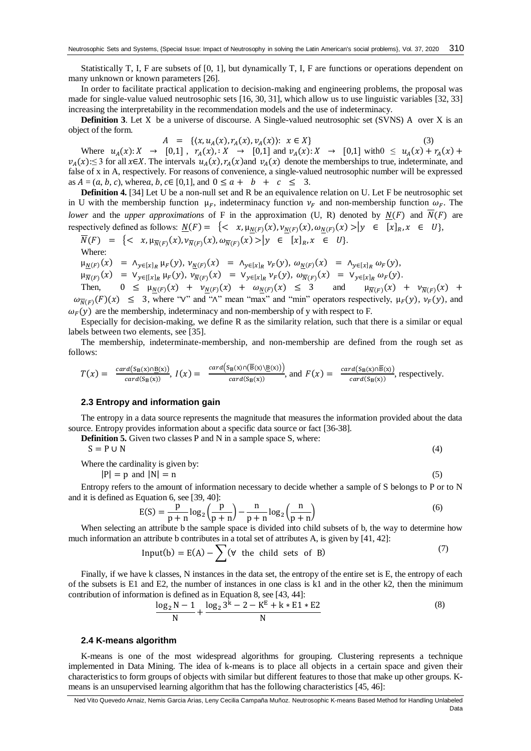Statistically T, I, F are subsets of [0, 1], but dynamically T, I, F are functions or operations dependent on many unknown or known parameters [26].

In order to facilitate practical application to decision-making and engineering problems, the proposal was made for single-value valued neutrosophic sets [16, 30, 31], which allow us to use linguistic variables [32, 33] increasing the interpretability in the recommendation models and the use of indeterminacy.

**Definition 3**. Let X be a universe of discourse. A Single-valued neutrosophic set (SVNS) A over X is an object of the form.

$$A = \{\langle x, u_A(x), r_A(x), v_A(x)\rangle : x \in X\} \tag{3}$$

Where $u_A(x): X \rightarrow [0,1]$, $r_A(x),: X \rightarrow [0,1]$ and $v_A(x): X \rightarrow [0,1]$ with$0 \leq u_A(x) + r_A(x) + v_A(x) :\leq 3$ for all $x \in X$. The intervals $u_A(x), r_A(x)$and $v_A(x)$ denote the memberships to true, indeterminate, and false of x in A, respectively. For reasons of convenience, a single-valued neutrosophic number will be expressed as $A = (a, b, c)$, where$a, b, c \in [0,1]$, and $0 \leq a + b + c \leq 3$.

**Definition 4.** [34] Let U be a non-null set and R be an equivalence relation on U. Let F be neutrosophic set in U with the membership function $\mu_F$, indeterminacy function $\nu_F$ and non-membership function $\omega_F$. The *lower* and the *upper approximations* of F in the approximation (U, R) denoted by $\underline{N}(F)$ and $\overline{N}(F)$ are respectively defined as follows: $\underline{N}(F) = \{< x, \mu_{\underline{N}(F)}(x), \nu_{\underline{N}(F)}(x), \omega_{\underline{N}(F)}(x) > | y \in [x]_R, x \in U\}$,

$\overline{N}(F) = \{< x, \mu_{\overline{N}(F)}(x), \nu_{\overline{N}(F)}(x), \omega_{\overline{N}(F)}(x) > | y \in [x]_R, x \in U\}$.

Where:

$\mu_{\underline{N}(F)}(x) = \wedge_{y \in [x]_R} \mu_F(y)$, $\nu_{\underline{N}(F)}(x) = \wedge_{y \in [x]_R} \nu_F(y)$, $\omega_{\underline{N}(F)}(x) = \wedge_{y \in [x]_R} \omega_F(y)$,

$\mu_{\overline{N}(F)}(x) = \vee_{y \in [[x]_R} \mu_F(y)$, $\nu_{\overline{N}(F)}(x) = \vee_{y \in [x]_R} \nu_F(y)$, $\omega_{\overline{N}(F)}(x) = \vee_{y \in [x]_R} \omega_F(y)$.

Then, $0 \leq \mu_{\underline{N}(F)}(x) + \nu_{\underline{N}(F)}(x) + \omega_{\underline{N}(F)}(x) \leq 3$ and $\mu_{\overline{N}(F)}(x) + \nu_{\overline{N}(F)}(x) + \omega_{\overline{N}(F)}(F)(x) \leq 3$, where "∨" and "∧" mean "max" and "min" operators respectively, $\mu_F(y)$, $\nu_F(y)$, and $\omega_F(y)$ are the membership, indeterminacy and non-membership of y with respect to F.

Especially for decision-making, we define R as the similarity relation, such that there is a similar or equal labels between two elements, see [35].

The membership, indeterminate-membership, and non-membership are defined from the rough set as follows:

$T(x) = \frac{card(S_B(x) \cap \underline{B}(x))}{card(S_B(x))}$, $I(x) = \frac{card(S_B(x) \cap (\overline{B}(x) \setminus \underline{B}(x)))}{card(S_B(x))}$, and $F(x) = \frac{card(S_B(x) \cap \overline{B}(x))}{card(S_B(x))}$, respectively.

### 2.3 Entropy and information gain

The entropy in a data source represents the magnitude that measures the information provided about the data source. Entropy provides information about a specific data source or fact [36-38].

**Definition 5.** Given two classes P and N in a sample space S, where:

$$S = P \cup N \tag{4}$$

Where the cardinality is given by:

$$|P| = p \text{ and } |N| = n \tag{5}$$

Entropy refers to the amount of information necessary to decide whether a sample of S belongs to P or to N and it is defined as Equation 6, see [39, 40]:

$$E(S) = \frac{p}{p+n}\log_2\left(\frac{p}{p+n}\right) - \frac{n}{p+n}\log_2\left(\frac{n}{p+n}\right) \tag{6}$$

When selecting an attribute b the sample space is divided into child subsets of b, the way to determine how much information an attribute b contributes in a total set of attributes A, is given by [41, 42]:

$$\text{Input}(b) = E(A) - \sum (\forall \text{ the child sets of B}) \tag{7}$$

Finally, if we have k classes, N instances in the data set, the entropy of the entire set is E, the entropy of each of the subsets is E1 and E2, the number of instances in one class is k1 and in the other k2, then the minimum contribution of information is defined as in Equation 8, see [43, 44]:

$$\frac{\log_2 N - 1}{N} + \frac{\log_2 3^k - 2 - K^E + k * E1 * E2}{N} \tag{8}$$

### 2.4 K-means algorithm

K-means is one of the most widespread algorithms for grouping. Clustering represents a technique implemented in Data Mining. The idea of k-means is to place all objects in a certain space and given their characteristics to form groups of objects with similar but different features to those that make up other groups. K-means is an unsupervised learning algorithm that has the following characteristics [45, 46]: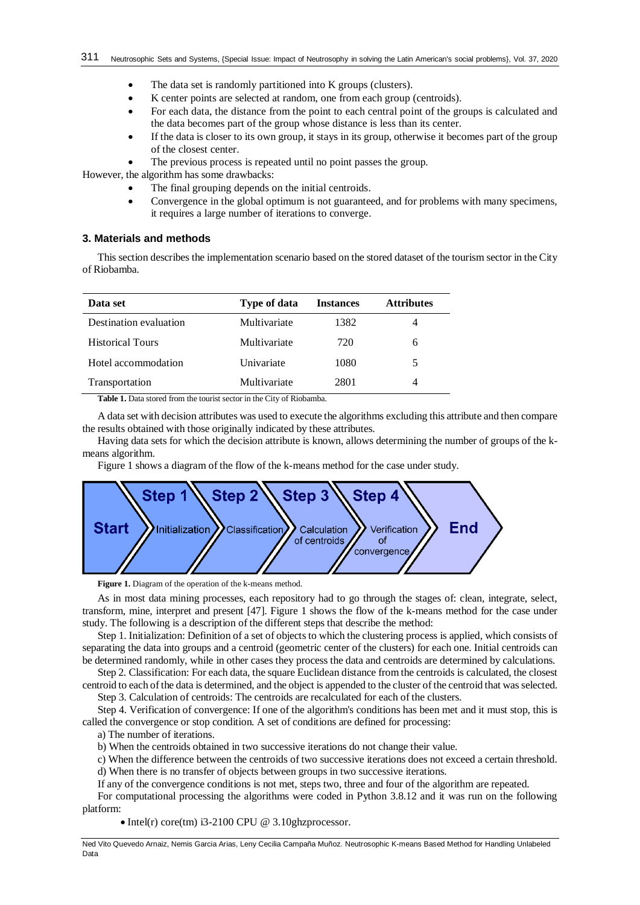- The data set is randomly partitioned into K groups (clusters).
- K center points are selected at random, one from each group (centroids).
- For each data, the distance from the point to each central point of the groups is calculated and the data becomes part of the group whose distance is less than its center.
- If the data is closer to its own group, it stays in its group, otherwise it becomes part of the group of the closest center.
- The previous process is repeated until no point passes the group.

However, the algorithm has some drawbacks:

- The final grouping depends on the initial centroids.
- Convergence in the global optimum is not guaranteed, and for problems with many specimens, it requires a large number of iterations to converge.

### 3. Materials and methods

This section describes the implementation scenario based on the stored dataset of the tourism sector in the City of Riobamba.

| Data set | Type of data | Instances | Attributes |
|---|---|---|---|
| Destination evaluation | Multivariate | 1382 | 4 |
| Historical Tours | Multivariate | 720 | 6 |
| Hotel accommodation | Univariate | 1080 | 5 |
| Transportation | Multivariate | 2801 | 4 |

**Table 1.** Data stored from the tourist sector in the City of Riobamba.

A data set with decision attributes was used to execute the algorithms excluding this attribute and then compare the results obtained with those originally indicated by these attributes.

Having data sets for which the decision attribute is known, allows determining the number of groups of the k-means algorithm.

Figure 1 shows a diagram of the flow of the k-means method for the case under study.

Start → Step 1 Initialization → Step 2 Classification → Step 3 Calculation of centroids → Step 4 Verification of convergence → End

**Figure 1.** Diagram of the operation of the k-means method.

As in most data mining processes, each repository had to go through the stages of: clean, integrate, select, transform, mine, interpret and present [47]. Figure 1 shows the flow of the k-means method for the case under study. The following is a description of the different steps that describe the method:

Step 1. Initialization: Definition of a set of objects to which the clustering process is applied, which consists of separating the data into groups and a centroid (geometric center of the clusters) for each one. Initial centroids can be determined randomly, while in other cases they process the data and centroids are determined by calculations.

Step 2. Classification: For each data, the square Euclidean distance from the centroids is calculated, the closest centroid to each of the data is determined, and the object is appended to the cluster of the centroid that was selected.

Step 3. Calculation of centroids: The centroids are recalculated for each of the clusters.

Step 4. Verification of convergence: If one of the algorithm's conditions has been met and it must stop, this is called the convergence or stop condition. A set of conditions are defined for processing:

a) The number of iterations.

b) When the centroids obtained in two successive iterations do not change their value.

c) When the difference between the centroids of two successive iterations does not exceed a certain threshold.

d) When there is no transfer of objects between groups in two successive iterations.

If any of the convergence conditions is not met, steps two, three and four of the algorithm are repeated.

For computational processing the algorithms were coded in Python 3.8.12 and it was run on the following platform:

- Intel(r) core(tm) i3-2100 CPU @ 3.10ghzprocessor.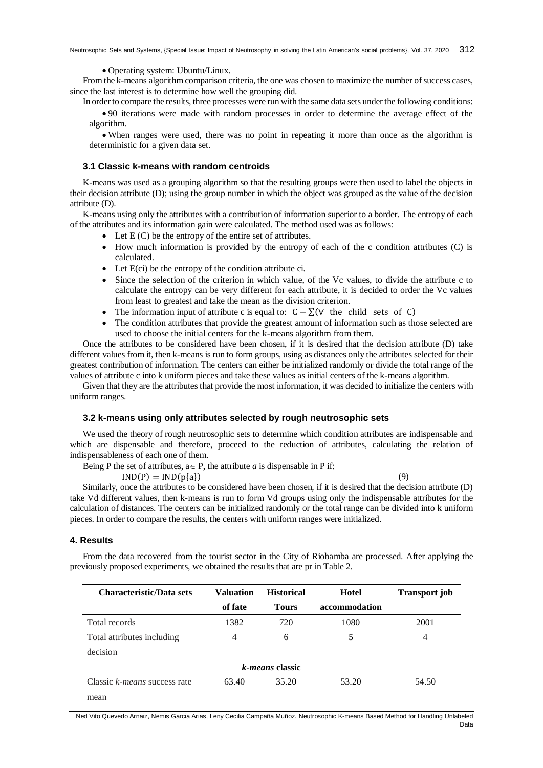- Operating system: Ubuntu/Linux.

From the k-means algorithm comparison criteria, the one was chosen to maximize the number of success cases, since the last interest is to determine how well the grouping did.

In order to compare the results, three processes were run with the same data sets under the following conditions:

- 90 iterations were made with random processes in order to determine the average effect of the algorithm.
- When ranges were used, there was no point in repeating it more than once as the algorithm is deterministic for a given data set.

### 3.1 Classic k-means with random centroids

K-means was used as a grouping algorithm so that the resulting groups were then used to label the objects in their decision attribute (D); using the group number in which the object was grouped as the value of the decision attribute (D).

K-means using only the attributes with a contribution of information superior to a border. The entropy of each of the attributes and its information gain were calculated. The method used was as follows:

- Let E (C) be the entropy of the entire set of attributes.
- How much information is provided by the entropy of each of the c condition attributes (C) is calculated.
- Let E(ci) be the entropy of the condition attribute ci.
- Since the selection of the criterion in which value, of the Vc values, to divide the attribute c to calculate the entropy can be very different for each attribute, it is decided to order the Vc values from least to greatest and take the mean as the division criterion.
- The information input of attribute c is equal to: $C - \sum(\forall \text{ the child sets of } C)$
- The condition attributes that provide the greatest amount of information such as those selected are used to choose the initial centers for the k-means algorithm from them.

Once the attributes to be considered have been chosen, if it is desired that the decision attribute (D) take different values from it, then k-means is run to form groups, using as distances only the attributes selected for their greatest contribution of information. The centers can either be initialized randomly or divide the total range of the values of attribute c into k uniform pieces and take these values as initial centers of the k-means algorithm.

Given that they are the attributes that provide the most information, it was decided to initialize the centers with uniform ranges.

### 3.2 k-means using only attributes selected by rough neutrosophic sets

We used the theory of rough neutrosophic sets to determine which condition attributes are indispensable and which are dispensable and therefore, proceed to the reduction of attributes, calculating the relation of indispensableness of each one of them.

Being P the set of attributes, $a \in P$, the attribute *a* is dispensable in P if:

$$\mathrm{IND}(P) = \mathrm{IND}(p\{a\}) \tag{9}$$

Similarly, once the attributes to be considered have been chosen, if it is desired that the decision attribute (D) take Vd different values, then k-means is run to form Vd groups using only the indispensable attributes for the calculation of distances. The centers can be initialized randomly or the total range can be divided into k uniform pieces. In order to compare the results, the centers with uniform ranges were initialized.

## 4. Results

From the data recovered from the tourist sector in the City of Riobamba are processed. After applying the previously proposed experiments, we obtained the results that are pr in Table 2.

| Characteristic/Data sets | Valuation of fate | Historical Tours | Hotel accommodation | Transport job |
|---|---|---|---|---|
| Total records | 1382 | 720 | 1080 | 2001 |
| Total attributes including decision | 4 | 6 | 5 | 4 |
| | | *k-means* classic | | |
| Classic *k-means* success rate mean | 63.40 | 35.20 | 53.20 | 54.50 |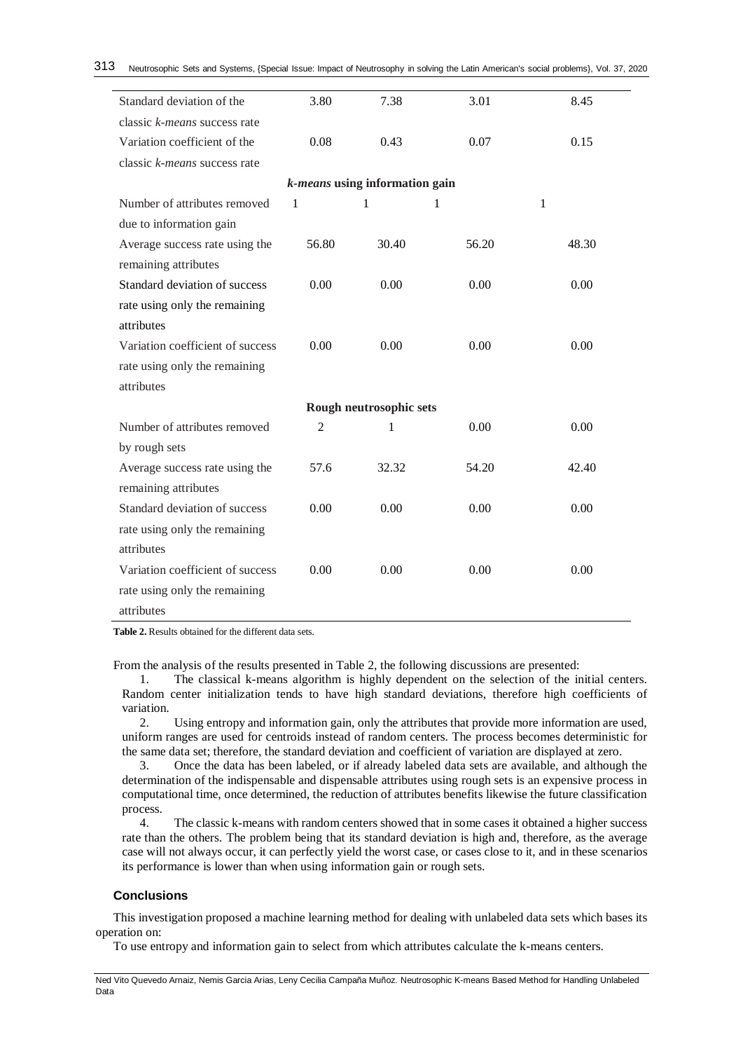| | | | | |
|---|---|---|---|---|
| Standard deviation of the classic *k-means* success rate | 3.80 | 7.38 | 3.01 | 8.45 |
| Variation coefficient of the classic *k-means* success rate | 0.08 | 0.43 | 0.07 | 0.15 |
| ***k-means* using information gain** | | | | |
| Number of attributes removed due to information gain | 1 | 1 | 1 | 1 |
| Average success rate using the remaining attributes | 56.80 | 30.40 | 56.20 | 48.30 |
| Standard deviation of success rate using only the remaining attributes | 0.00 | 0.00 | 0.00 | 0.00 |
| Variation coefficient of success rate using only the remaining attributes | 0.00 | 0.00 | 0.00 | 0.00 |
| **Rough neutrosophic sets** | | | | |
| Number of attributes removed by rough sets | 2 | 1 | 0.00 | 0.00 |
| Average success rate using the remaining attributes | 57.6 | 32.32 | 54.20 | 42.40 |
| Standard deviation of success rate using only the remaining attributes | 0.00 | 0.00 | 0.00 | 0.00 |
| Variation coefficient of success rate using only the remaining attributes | 0.00 | 0.00 | 0.00 | 0.00 |

**Table 2.** Results obtained for the different data sets.

From the analysis of the results presented in Table 2, the following discussions are presented:

1. The classical k-means algorithm is highly dependent on the selection of the initial centers. Random center initialization tends to have high standard deviations, therefore high coefficients of variation.
2. Using entropy and information gain, only the attributes that provide more information are used, uniform ranges are used for centroids instead of random centers. The process becomes deterministic for the same data set; therefore, the standard deviation and coefficient of variation are displayed at zero.
3. Once the data has been labeled, or if already labeled data sets are available, and although the determination of the indispensable and dispensable attributes using rough sets is an expensive process in computational time, once determined, the reduction of attributes benefits likewise the future classification process.
4. The classic k-means with random centers showed that in some cases it obtained a higher success rate than the others. The problem being that its standard deviation is high and, therefore, as the average case will not always occur, it can perfectly yield the worst case, or cases close to it, and in these scenarios its performance is lower than when using information gain or rough sets.

## Conclusions

This investigation proposed a machine learning method for dealing with unlabeled data sets which bases its operation on:

To use entropy and information gain to select from which attributes calculate the k-means centers.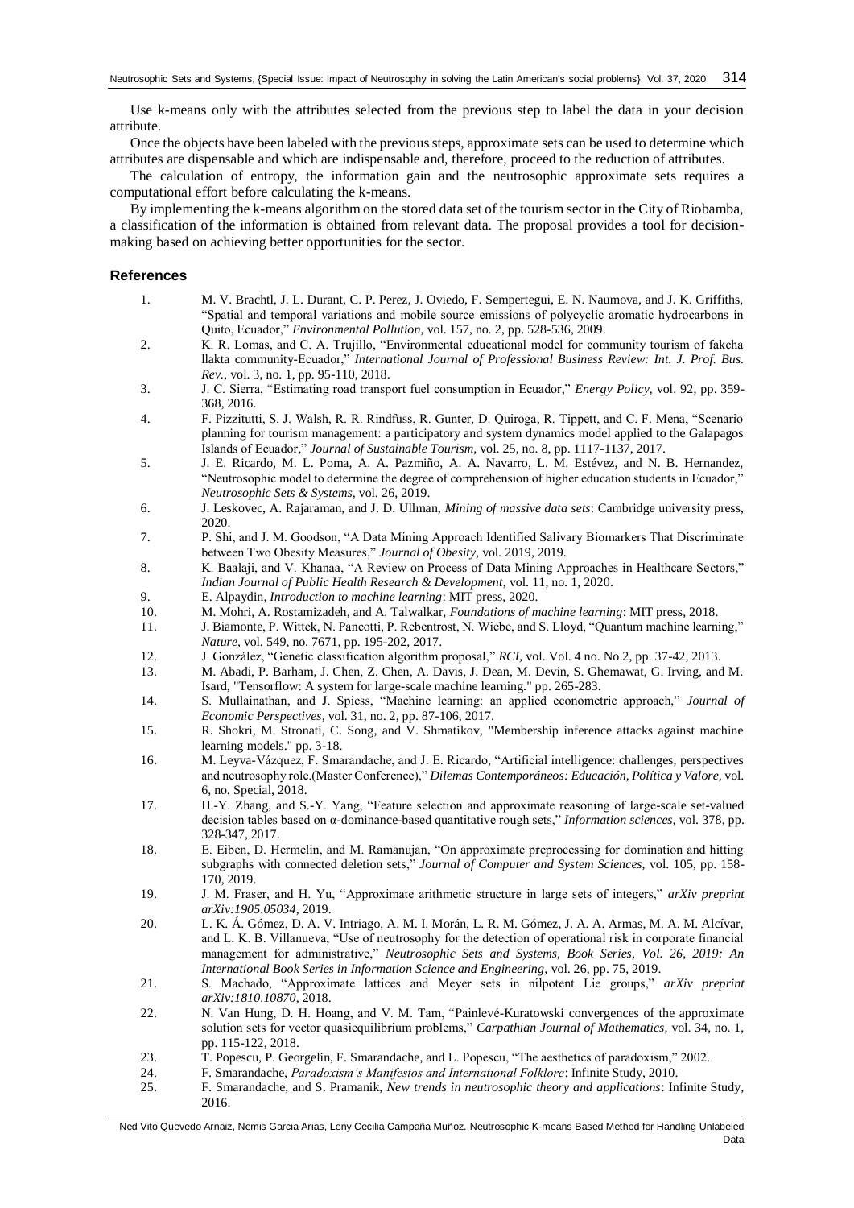Use k-means only with the attributes selected from the previous step to label the data in your decision attribute.

Once the objects have been labeled with the previous steps, approximate sets can be used to determine which attributes are dispensable and which are indispensable and, therefore, proceed to the reduction of attributes.

The calculation of entropy, the information gain and the neutrosophic approximate sets requires a computational effort before calculating the k-means.

By implementing the k-means algorithm on the stored data set of the tourism sector in the City of Riobamba, a classification of the information is obtained from relevant data. The proposal provides a tool for decision-making based on achieving better opportunities for the sector.

## References

1. M. V. Brachtl, J. L. Durant, C. P. Perez, J. Oviedo, F. Sempertegui, E. N. Naumova, and J. K. Griffiths, "Spatial and temporal variations and mobile source emissions of polycyclic aromatic hydrocarbons in Quito, Ecuador," *Environmental Pollution,* vol. 157, no. 2, pp. 528-536, 2009.
2. K. R. Lomas, and C. A. Trujillo, "Environmental educational model for community tourism of fakcha llakta community-Ecuador," *International Journal of Professional Business Review: Int. J. Prof. Bus. Rev.,* vol. 3, no. 1, pp. 95-110, 2018.
3. J. C. Sierra, "Estimating road transport fuel consumption in Ecuador," *Energy Policy,* vol. 92, pp. 359-368, 2016.
4. F. Pizzitutti, S. J. Walsh, R. R. Rindfuss, R. Gunter, D. Quiroga, R. Tippett, and C. F. Mena, "Scenario planning for tourism management: a participatory and system dynamics model applied to the Galapagos Islands of Ecuador," *Journal of Sustainable Tourism,* vol. 25, no. 8, pp. 1117-1137, 2017.
5. J. E. Ricardo, M. L. Poma, A. A. Pazmiño, A. A. Navarro, L. M. Estévez, and N. B. Hernandez, "Neutrosophic model to determine the degree of comprehension of higher education students in Ecuador," *Neutrosophic Sets & Systems,* vol. 26, 2019.
6. J. Leskovec, A. Rajaraman, and J. D. Ullman, *Mining of massive data sets*: Cambridge university press, 2020.
7. P. Shi, and J. M. Goodson, "A Data Mining Approach Identified Salivary Biomarkers That Discriminate between Two Obesity Measures," *Journal of Obesity,* vol. 2019, 2019.
8. K. Baalaji, and V. Khanaa, "A Review on Process of Data Mining Approaches in Healthcare Sectors," *Indian Journal of Public Health Research & Development,* vol. 11, no. 1, 2020.
9. E. Alpaydin, *Introduction to machine learning*: MIT press, 2020.
10. M. Mohri, A. Rostamizadeh, and A. Talwalkar, *Foundations of machine learning*: MIT press, 2018.
11. J. Biamonte, P. Wittek, N. Pancotti, P. Rebentrost, N. Wiebe, and S. Lloyd, "Quantum machine learning," *Nature,* vol. 549, no. 7671, pp. 195-202, 2017.
12. J. González, "Genetic classification algorithm proposal," *RCI,* vol. Vol. 4 no. No.2, pp. 37-42, 2013.
13. M. Abadi, P. Barham, J. Chen, Z. Chen, A. Davis, J. Dean, M. Devin, S. Ghemawat, G. Irving, and M. Isard, "Tensorflow: A system for large-scale machine learning." pp. 265-283.
14. S. Mullainathan, and J. Spiess, "Machine learning: an applied econometric approach," *Journal of Economic Perspectives,* vol. 31, no. 2, pp. 87-106, 2017.
15. R. Shokri, M. Stronati, C. Song, and V. Shmatikov, "Membership inference attacks against machine learning models." pp. 3-18.
16. M. Leyva-Vázquez, F. Smarandache, and J. E. Ricardo, "Artificial intelligence: challenges, perspectives and neutrosophy role.(Master Conference)," *Dilemas Contemporáneos: Educación, Política y Valore,* vol. 6, no. Special, 2018.
17. H.-Y. Zhang, and S.-Y. Yang, "Feature selection and approximate reasoning of large-scale set-valued decision tables based on α-dominance-based quantitative rough sets," *Information sciences,* vol. 378, pp. 328-347, 2017.
18. E. Eiben, D. Hermelin, and M. Ramanujan, "On approximate preprocessing for domination and hitting subgraphs with connected deletion sets," *Journal of Computer and System Sciences,* vol. 105, pp. 158-170, 2019.
19. J. M. Fraser, and H. Yu, "Approximate arithmetic structure in large sets of integers," *arXiv preprint arXiv:1905.05034,* 2019.
20. L. K. Á. Gómez, D. A. V. Intriago, A. M. I. Morán, L. R. M. Gómez, J. A. A. Armas, M. A. M. Alcívar, and L. K. B. Villanueva, "Use of neutrosophy for the detection of operational risk in corporate financial management for administrative," *Neutrosophic Sets and Systems, Book Series, Vol. 26, 2019: An International Book Series in Information Science and Engineering,* vol. 26, pp. 75, 2019.
21. S. Machado, "Approximate lattices and Meyer sets in nilpotent Lie groups," *arXiv preprint arXiv:1810.10870,* 2018.
22. N. Van Hung, D. H. Hoang, and V. M. Tam, "Painlevé-Kuratowski convergences of the approximate solution sets for vector quasiequilibrium problems," *Carpathian Journal of Mathematics,* vol. 34, no. 1, pp. 115-122, 2018.
23. T. Popescu, P. Georgelin, F. Smarandache, and L. Popescu, "The aesthetics of paradoxism," 2002.
24. F. Smarandache, *Paradoxism's Manifestos and International Folklore*: Infinite Study, 2010.
25. F. Smarandache, and S. Pramanik, *New trends in neutrosophic theory and applications*: Infinite Study, 2016.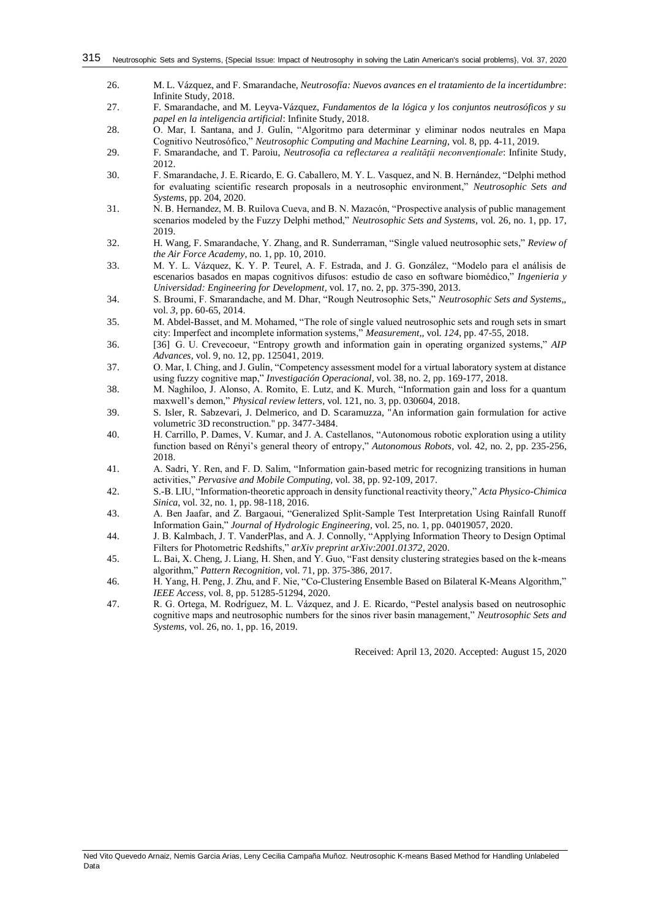26. M. L. Vázquez, and F. Smarandache, *Neutrosofía: Nuevos avances en el tratamiento de la incertidumbre*: Infinite Study, 2018.
27. F. Smarandache, and M. Leyva-Vázquez, *Fundamentos de la lógica y los conjuntos neutrosóficos y su papel en la inteligencia artificial*: Infinite Study, 2018.
28. O. Mar, I. Santana, and J. Gulín, "Algoritmo para determinar y eliminar nodos neutrales en Mapa Cognitivo Neutrosófico," *Neutrosophic Computing and Machine Learning*, vol. 8, pp. 4-11, 2019.
29. F. Smarandache, and T. Paroiu, *Neutrosofia ca reflectarea a realităţii neconvenţionale*: Infinite Study, 2012.
30. F. Smarandache, J. E. Ricardo, E. G. Caballero, M. Y. L. Vasquez, and N. B. Hernández, "Delphi method for evaluating scientific research proposals in a neutrosophic environment," *Neutrosophic Sets and Systems*, pp. 204, 2020.
31. N. B. Hernandez, M. B. Ruilova Cueva, and B. N. Mazacón, "Prospective analysis of public management scenarios modeled by the Fuzzy Delphi method," *Neutrosophic Sets and Systems,* vol. 26, no. 1, pp. 17, 2019.
32. H. Wang, F. Smarandache, Y. Zhang, and R. Sunderraman, "Single valued neutrosophic sets," *Review of the Air Force Academy*, no. 1, pp. 10, 2010.
33. M. Y. L. Vázquez, K. Y. P. Teurel, A. F. Estrada, and J. G. González, "Modelo para el análisis de escenarios basados en mapas cognitivos difusos: estudio de caso en software biomédico," *Ingenieria y Universidad: Engineering for Development*, vol. 17, no. 2, pp. 375-390, 2013.
34. S. Broumi, F. Smarandache, and M. Dhar, "Rough Neutrosophic Sets," *Neutrosophic Sets and Systems,*, vol. *3*, pp. 60-65, 2014.
35. M. Abdel-Basset, and M. Mohamed, "The role of single valued neutrosophic sets and rough sets in smart city: Imperfect and incomplete information systems," *Measurement,*, vol. *124*, pp. 47-55, 2018.
36. [36] G. U. Crevecoeur, "Entropy growth and information gain in operating organized systems," *AIP Advances,* vol. 9, no. 12, pp. 125041, 2019.
37. O. Mar, I. Ching, and J. Gulín, "Competency assessment model for a virtual laboratory system at distance using fuzzy cognitive map," *Investigación Operacional,* vol. 38, no. 2, pp. 169-177, 2018.
38. M. Naghiloo, J. Alonso, A. Romito, E. Lutz, and K. Murch, "Information gain and loss for a quantum maxwell's demon," *Physical review letters,* vol. 121, no. 3, pp. 030604, 2018.
39. S. Isler, R. Sabzevari, J. Delmerico, and D. Scaramuzza, "An information gain formulation for active volumetric 3D reconstruction." pp. 3477-3484.
40. H. Carrillo, P. Dames, V. Kumar, and J. A. Castellanos, "Autonomous robotic exploration using a utility function based on Rényi's general theory of entropy," *Autonomous Robots,* vol. 42, no. 2, pp. 235-256, 2018.
41. A. Sadri, Y. Ren, and F. D. Salim, "Information gain-based metric for recognizing transitions in human activities," *Pervasive and Mobile Computing,* vol. 38, pp. 92-109, 2017.
42. S.-B. LIU, "Information-theoretic approach in density functional reactivity theory," *Acta Physico-Chimica Sinica,* vol. 32, no. 1, pp. 98-118, 2016.
43. A. Ben Jaafar, and Z. Bargaoui, "Generalized Split-Sample Test Interpretation Using Rainfall Runoff Information Gain," *Journal of Hydrologic Engineering,* vol. 25, no. 1, pp. 04019057, 2020.
44. J. B. Kalmbach, J. T. VanderPlas, and A. J. Connolly, "Applying Information Theory to Design Optimal Filters for Photometric Redshifts," *arXiv preprint arXiv:2001.01372*, 2020.
45. L. Bai, X. Cheng, J. Liang, H. Shen, and Y. Guo, "Fast density clustering strategies based on the k-means algorithm," *Pattern Recognition,* vol. 71, pp. 375-386, 2017.
46. H. Yang, H. Peng, J. Zhu, and F. Nie, "Co-Clustering Ensemble Based on Bilateral K-Means Algorithm," *IEEE Access,* vol. 8, pp. 51285-51294, 2020.
47. R. G. Ortega, M. Rodríguez, M. L. Vázquez, and J. E. Ricardo, "Pestel analysis based on neutrosophic cognitive maps and neutrosophic numbers for the sinos river basin management," *Neutrosophic Sets and Systems,* vol. 26, no. 1, pp. 16, 2019.

Received: April 13, 2020. Accepted: August 15, 2020